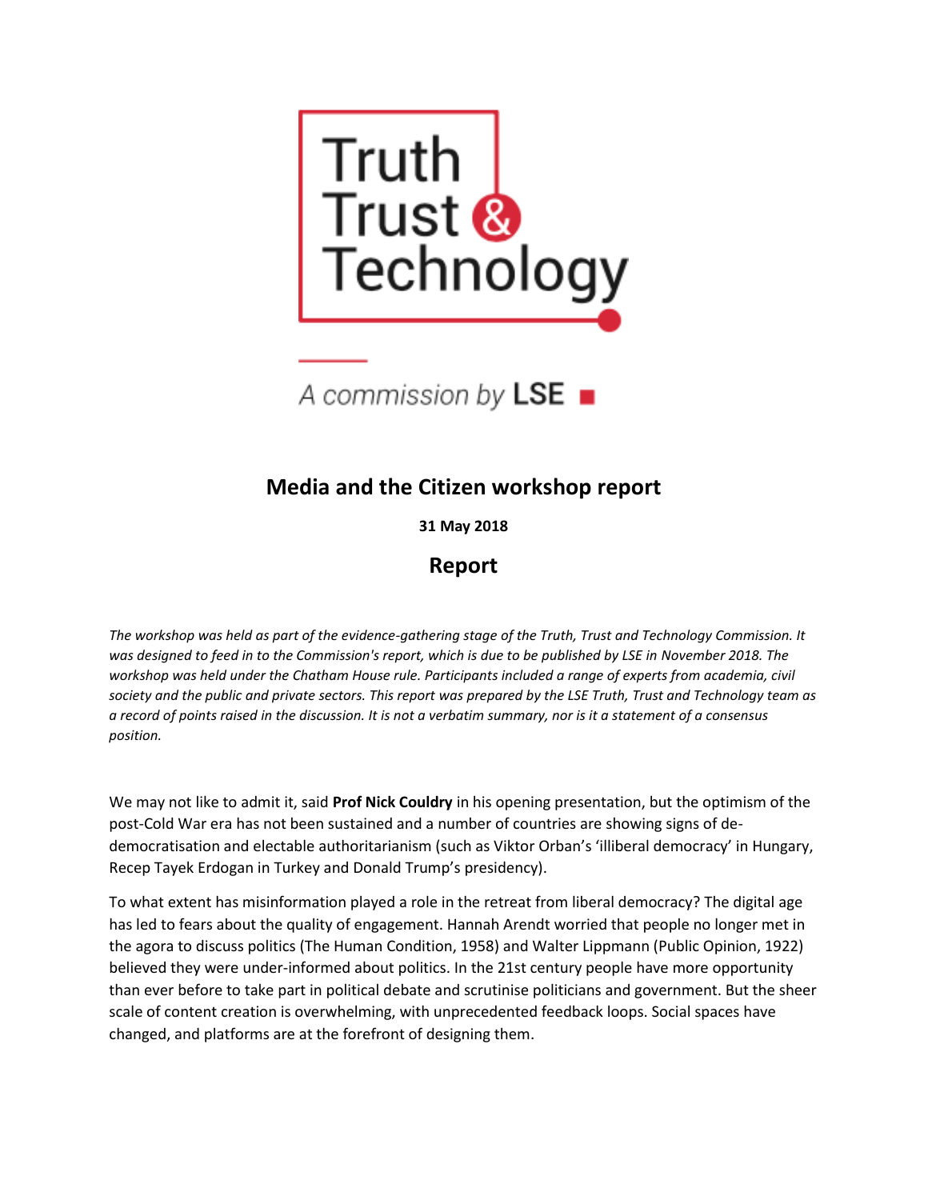Truth
Trust &
Technology

A commission by LSE

# Media and the Citizen workshop report

**31 May 2018**

## Report

*The workshop was held as part of the evidence-gathering stage of the Truth, Trust and Technology Commission. It was designed to feed in to the Commission's report, which is due to be published by LSE in November 2018. The workshop was held under the Chatham House rule. Participants included a range of experts from academia, civil society and the public and private sectors. This report was prepared by the LSE Truth, Trust and Technology team as a record of points raised in the discussion. It is not a verbatim summary, nor is it a statement of a consensus position.*

We may not like to admit it, said **Prof Nick Couldry** in his opening presentation, but the optimism of the post-Cold War era has not been sustained and a number of countries are showing signs of de-democratisation and electable authoritarianism (such as Viktor Orban's 'illiberal democracy' in Hungary, Recep Tayek Erdogan in Turkey and Donald Trump's presidency).

To what extent has misinformation played a role in the retreat from liberal democracy? The digital age has led to fears about the quality of engagement. Hannah Arendt worried that people no longer met in the agora to discuss politics (The Human Condition, 1958) and Walter Lippmann (Public Opinion, 1922) believed they were under-informed about politics. In the 21st century people have more opportunity than ever before to take part in political debate and scrutinise politicians and government. But the sheer scale of content creation is overwhelming, with unprecedented feedback loops. Social spaces have changed, and platforms are at the forefront of designing them.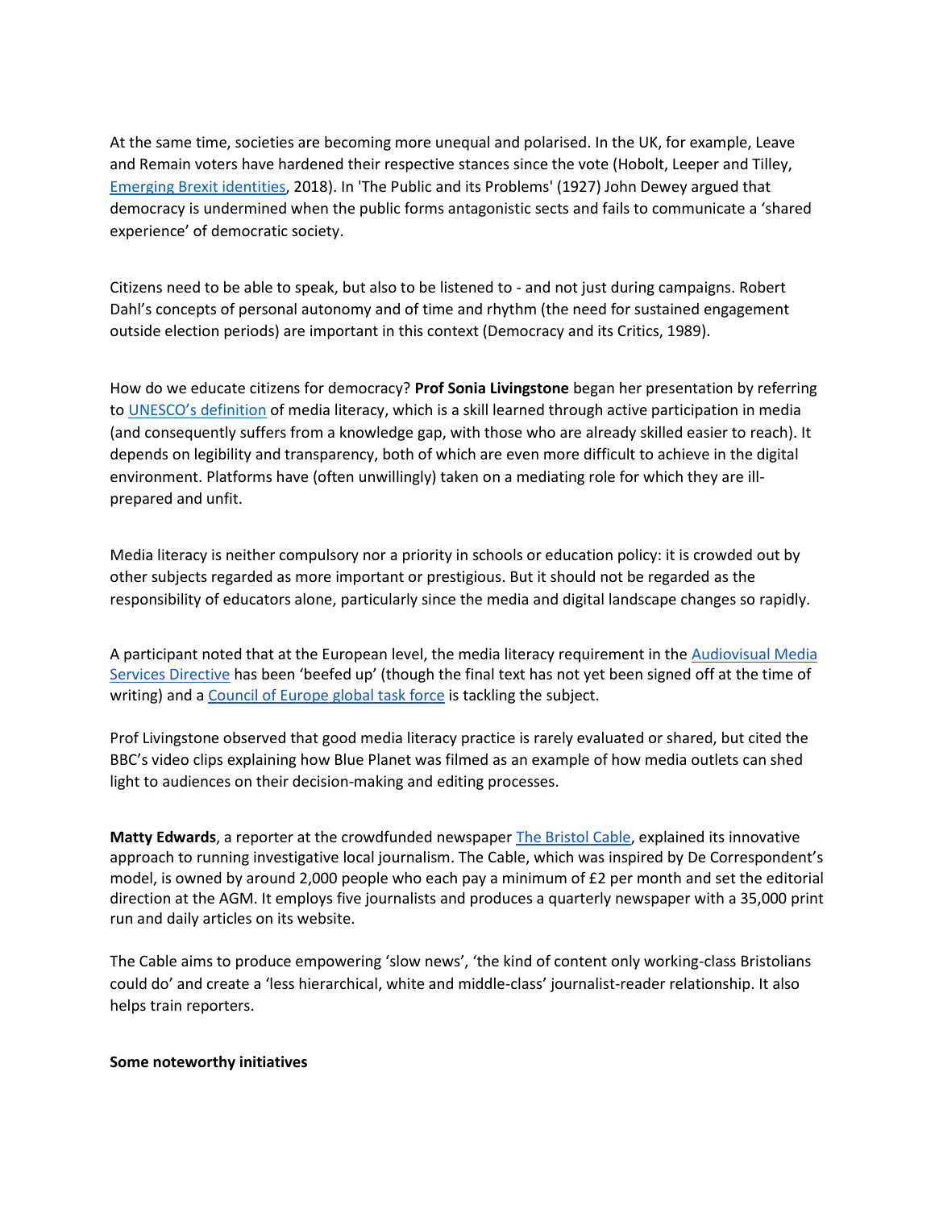At the same time, societies are becoming more unequal and polarised. In the UK, for example, Leave and Remain voters have hardened their respective stances since the vote (Hobolt, Leeper and Tilley, [Emerging Brexit identities](), 2018). In 'The Public and its Problems' (1927) John Dewey argued that democracy is undermined when the public forms antagonistic sects and fails to communicate a 'shared experience' of democratic society.

Citizens need to be able to speak, but also to be listened to - and not just during campaigns. Robert Dahl's concepts of personal autonomy and of time and rhythm (the need for sustained engagement outside election periods) are important in this context (Democracy and its Critics, 1989).

How do we educate citizens for democracy? **Prof Sonia Livingstone** began her presentation by referring to [UNESCO's definition]() of media literacy, which is a skill learned through active participation in media (and consequently suffers from a knowledge gap, with those who are already skilled easier to reach). It depends on legibility and transparency, both of which are even more difficult to achieve in the digital environment. Platforms have (often unwillingly) taken on a mediating role for which they are ill-prepared and unfit.

Media literacy is neither compulsory nor a priority in schools or education policy: it is crowded out by other subjects regarded as more important or prestigious. But it should not be regarded as the responsibility of educators alone, particularly since the media and digital landscape changes so rapidly.

A participant noted that at the European level, the media literacy requirement in the [Audiovisual Media Services Directive]() has been 'beefed up' (though the final text has not yet been signed off at the time of writing) and a [Council of Europe global task force]() is tackling the subject.

Prof Livingstone observed that good media literacy practice is rarely evaluated or shared, but cited the BBC's video clips explaining how Blue Planet was filmed as an example of how media outlets can shed light to audiences on their decision-making and editing processes.

**Matty Edwards**, a reporter at the crowdfunded newspaper [The Bristol Cable](), explained its innovative approach to running investigative local journalism. The Cable, which was inspired by De Correspondent's model, is owned by around 2,000 people who each pay a minimum of £2 per month and set the editorial direction at the AGM. It employs five journalists and produces a quarterly newspaper with a 35,000 print run and daily articles on its website.

The Cable aims to produce empowering 'slow news', 'the kind of content only working-class Bristolians could do' and create a 'less hierarchical, white and middle-class' journalist-reader relationship. It also helps train reporters.

**Some noteworthy initiatives**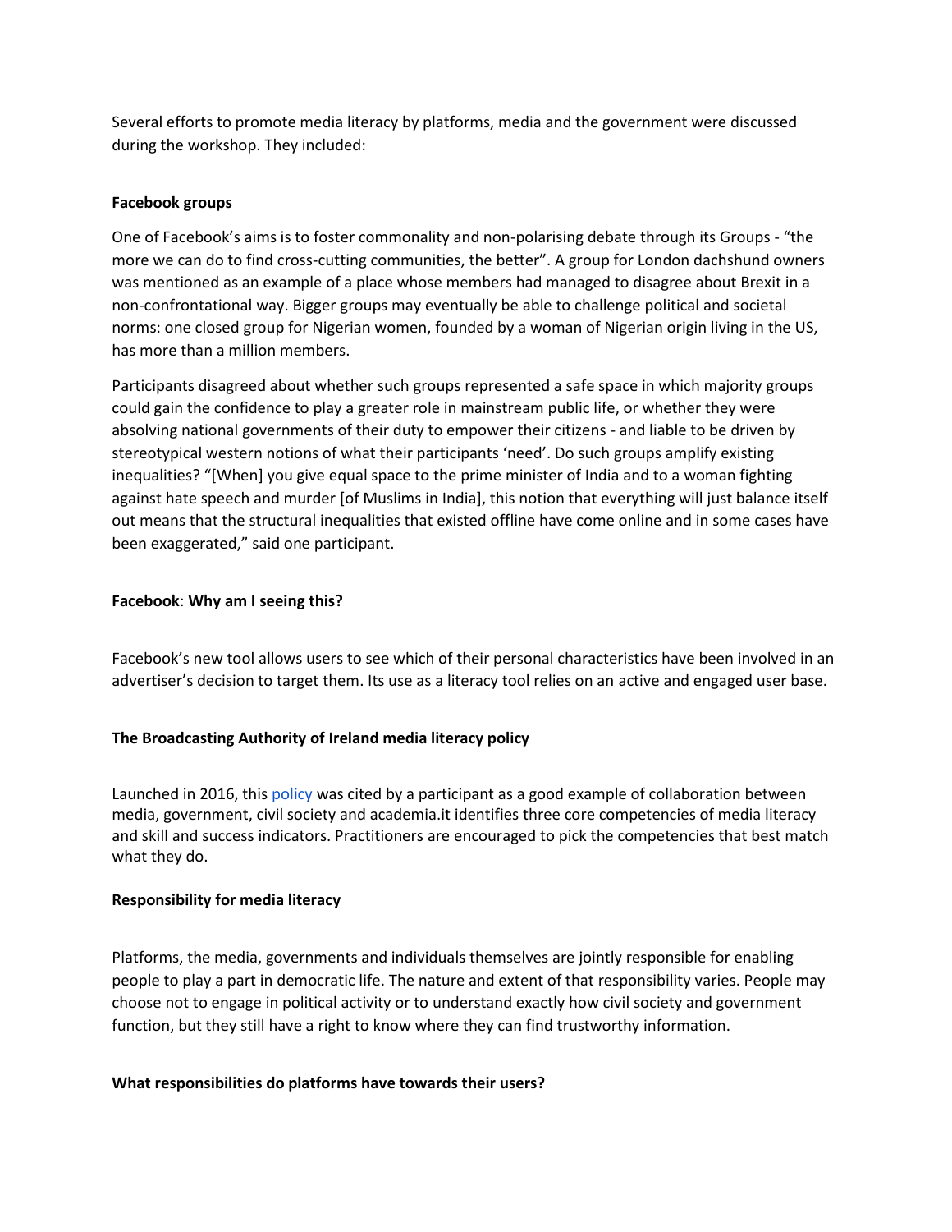Several efforts to promote media literacy by platforms, media and the government were discussed during the workshop. They included:

**Facebook groups**

One of Facebook's aims is to foster commonality and non-polarising debate through its Groups - "the more we can do to find cross-cutting communities, the better". A group for London dachshund owners was mentioned as an example of a place whose members had managed to disagree about Brexit in a non-confrontational way. Bigger groups may eventually be able to challenge political and societal norms: one closed group for Nigerian women, founded by a woman of Nigerian origin living in the US, has more than a million members.

Participants disagreed about whether such groups represented a safe space in which majority groups could gain the confidence to play a greater role in mainstream public life, or whether they were absolving national governments of their duty to empower their citizens - and liable to be driven by stereotypical western notions of what their participants 'need'. Do such groups amplify existing inequalities? "[When] you give equal space to the prime minister of India and to a woman fighting against hate speech and murder [of Muslims in India], this notion that everything will just balance itself out means that the structural inequalities that existed offline have come online and in some cases have been exaggerated," said one participant.

**Facebook**: **Why am I seeing this?**

Facebook's new tool allows users to see which of their personal characteristics have been involved in an advertiser's decision to target them. Its use as a literacy tool relies on an active and engaged user base.

**The Broadcasting Authority of Ireland media literacy policy**

Launched in 2016, this policy was cited by a participant as a good example of collaboration between media, government, civil society and academia.it identifies three core competencies of media literacy and skill and success indicators. Practitioners are encouraged to pick the competencies that best match what they do.

**Responsibility for media literacy**

Platforms, the media, governments and individuals themselves are jointly responsible for enabling people to play a part in democratic life. The nature and extent of that responsibility varies. People may choose not to engage in political activity or to understand exactly how civil society and government function, but they still have a right to know where they can find trustworthy information.

**What responsibilities do platforms have towards their users?**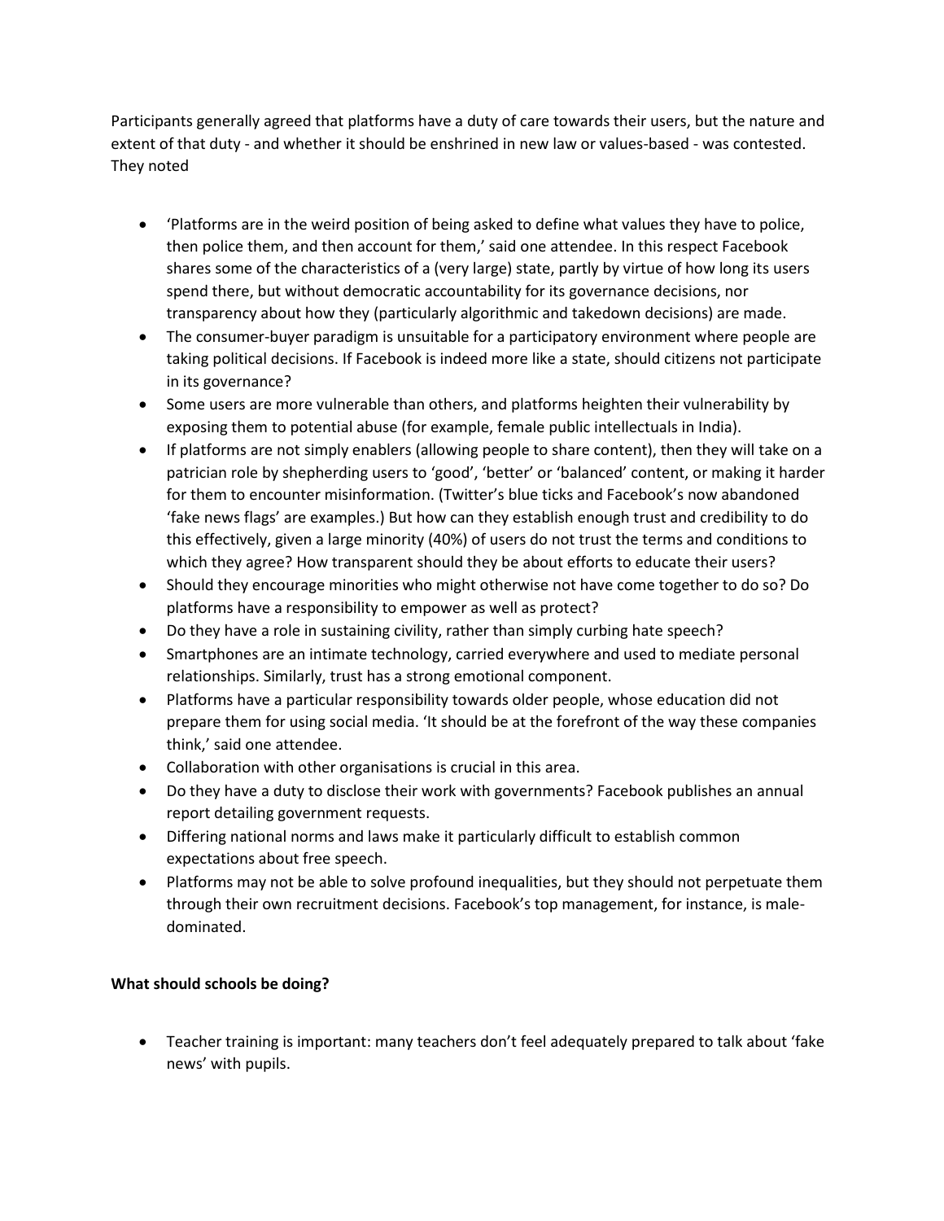Participants generally agreed that platforms have a duty of care towards their users, but the nature and extent of that duty - and whether it should be enshrined in new law or values-based - was contested. They noted

- 'Platforms are in the weird position of being asked to define what values they have to police, then police them, and then account for them,' said one attendee. In this respect Facebook shares some of the characteristics of a (very large) state, partly by virtue of how long its users spend there, but without democratic accountability for its governance decisions, nor transparency about how they (particularly algorithmic and takedown decisions) are made.
- The consumer-buyer paradigm is unsuitable for a participatory environment where people are taking political decisions. If Facebook is indeed more like a state, should citizens not participate in its governance?
- Some users are more vulnerable than others, and platforms heighten their vulnerability by exposing them to potential abuse (for example, female public intellectuals in India).
- If platforms are not simply enablers (allowing people to share content), then they will take on a patrician role by shepherding users to 'good', 'better' or 'balanced' content, or making it harder for them to encounter misinformation. (Twitter's blue ticks and Facebook's now abandoned 'fake news flags' are examples.) But how can they establish enough trust and credibility to do this effectively, given a large minority (40%) of users do not trust the terms and conditions to which they agree? How transparent should they be about efforts to educate their users?
- Should they encourage minorities who might otherwise not have come together to do so? Do platforms have a responsibility to empower as well as protect?
- Do they have a role in sustaining civility, rather than simply curbing hate speech?
- Smartphones are an intimate technology, carried everywhere and used to mediate personal relationships. Similarly, trust has a strong emotional component.
- Platforms have a particular responsibility towards older people, whose education did not prepare them for using social media. 'It should be at the forefront of the way these companies think,' said one attendee.
- Collaboration with other organisations is crucial in this area.
- Do they have a duty to disclose their work with governments? Facebook publishes an annual report detailing government requests.
- Differing national norms and laws make it particularly difficult to establish common expectations about free speech.
- Platforms may not be able to solve profound inequalities, but they should not perpetuate them through their own recruitment decisions. Facebook's top management, for instance, is male-dominated.

**What should schools be doing?**

- Teacher training is important: many teachers don't feel adequately prepared to talk about 'fake news' with pupils.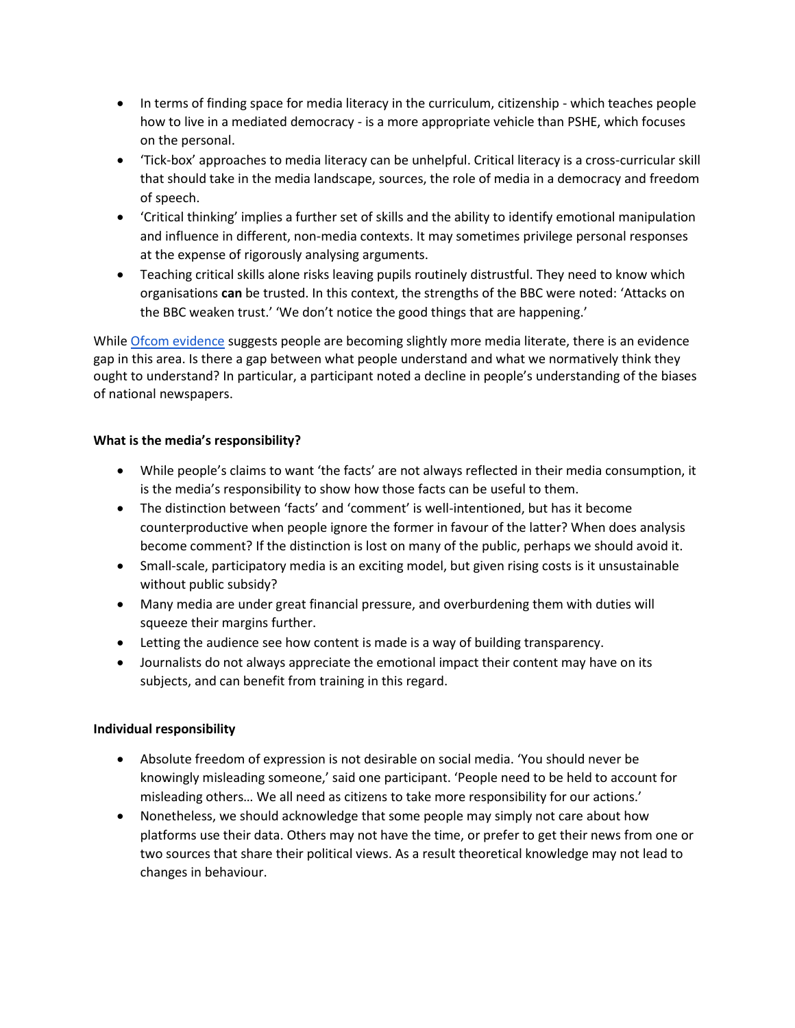- In terms of finding space for media literacy in the curriculum, citizenship - which teaches people how to live in a mediated democracy - is a more appropriate vehicle than PSHE, which focuses on the personal.
- 'Tick-box' approaches to media literacy can be unhelpful. Critical literacy is a cross-curricular skill that should take in the media landscape, sources, the role of media in a democracy and freedom of speech.
- 'Critical thinking' implies a further set of skills and the ability to identify emotional manipulation and influence in different, non-media contexts. It may sometimes privilege personal responses at the expense of rigorously analysing arguments.
- Teaching critical skills alone risks leaving pupils routinely distrustful. They need to know which organisations **can** be trusted. In this context, the strengths of the BBC were noted: 'Attacks on the BBC weaken trust.' 'We don't notice the good things that are happening.'

While Ofcom evidence suggests people are becoming slightly more media literate, there is an evidence gap in this area. Is there a gap between what people understand and what we normatively think they ought to understand? In particular, a participant noted a decline in people's understanding of the biases of national newspapers.

**What is the media's responsibility?**

- While people's claims to want 'the facts' are not always reflected in their media consumption, it is the media's responsibility to show how those facts can be useful to them.
- The distinction between 'facts' and 'comment' is well-intentioned, but has it become counterproductive when people ignore the former in favour of the latter? When does analysis become comment? If the distinction is lost on many of the public, perhaps we should avoid it.
- Small-scale, participatory media is an exciting model, but given rising costs is it unsustainable without public subsidy?
- Many media are under great financial pressure, and overburdening them with duties will squeeze their margins further.
- Letting the audience see how content is made is a way of building transparency.
- Journalists do not always appreciate the emotional impact their content may have on its subjects, and can benefit from training in this regard.

**Individual responsibility**

- Absolute freedom of expression is not desirable on social media. 'You should never be knowingly misleading someone,' said one participant. 'People need to be held to account for misleading others… We all need as citizens to take more responsibility for our actions.'
- Nonetheless, we should acknowledge that some people may simply not care about how platforms use their data. Others may not have the time, or prefer to get their news from one or two sources that share their political views. As a result theoretical knowledge may not lead to changes in behaviour.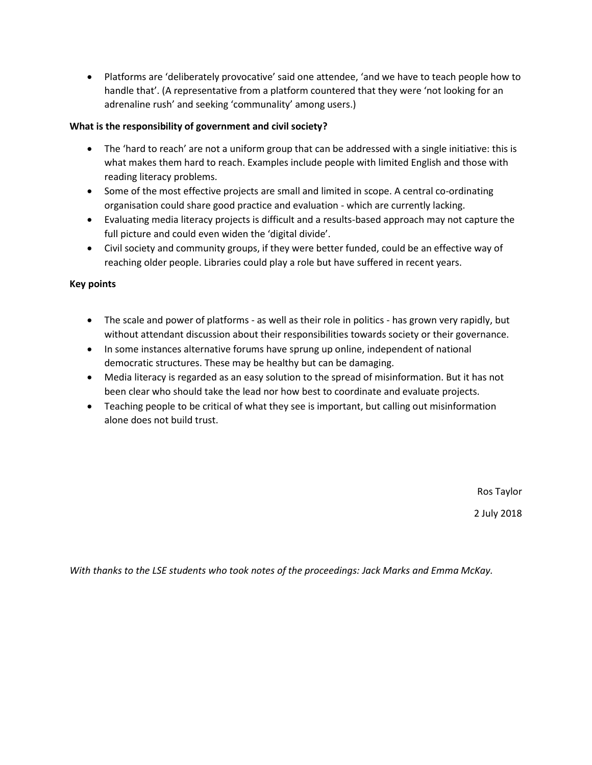- Platforms are 'deliberately provocative' said one attendee, 'and we have to teach people how to handle that'. (A representative from a platform countered that they were 'not looking for an adrenaline rush' and seeking 'communality' among users.)

**What is the responsibility of government and civil society?**

- The 'hard to reach' are not a uniform group that can be addressed with a single initiative: this is what makes them hard to reach. Examples include people with limited English and those with reading literacy problems.
- Some of the most effective projects are small and limited in scope. A central co-ordinating organisation could share good practice and evaluation - which are currently lacking.
- Evaluating media literacy projects is difficult and a results-based approach may not capture the full picture and could even widen the 'digital divide'.
- Civil society and community groups, if they were better funded, could be an effective way of reaching older people. Libraries could play a role but have suffered in recent years.

**Key points**

- The scale and power of platforms - as well as their role in politics - has grown very rapidly, but without attendant discussion about their responsibilities towards society or their governance.
- In some instances alternative forums have sprung up online, independent of national democratic structures. These may be healthy but can be damaging.
- Media literacy is regarded as an easy solution to the spread of misinformation. But it has not been clear who should take the lead nor how best to coordinate and evaluate projects.
- Teaching people to be critical of what they see is important, but calling out misinformation alone does not build trust.

Ros Taylor

2 July 2018

*With thanks to the LSE students who took notes of the proceedings: Jack Marks and Emma McKay.*